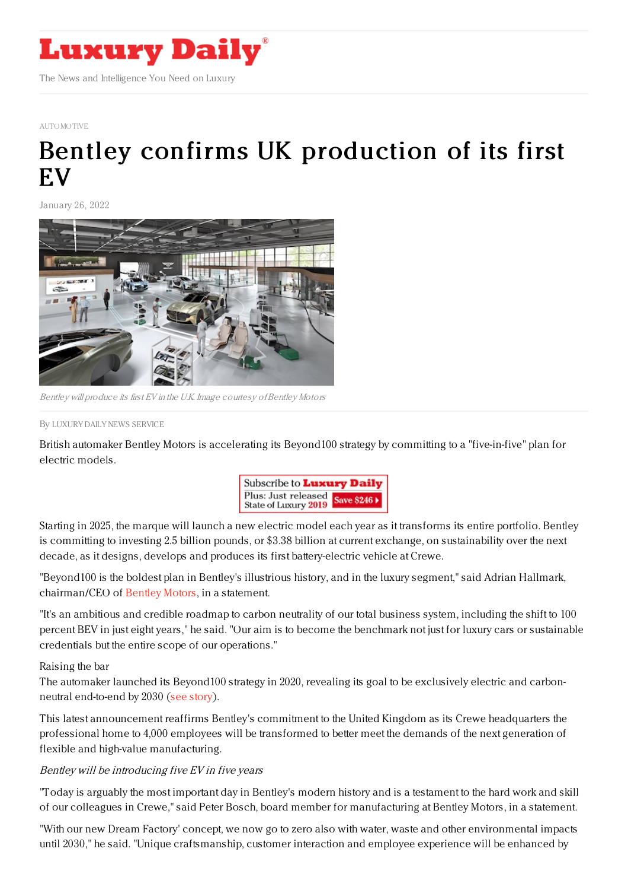AUTOMOTIVE

# Bentley confirms UK production of its first EV

January 26, 2022

*Bentley will produce its first EV in the U.K. Image courtesy of Bentley Motors*

By LUXURY DAILY NEWS SERVICE

British automaker Bentley Motors is accelerating its Beyond100 strategy by committing to a "five-in-five" plan for electric models.

Starting in 2025, the marque will launch a new electric model each year as it transforms its entire portfolio. Bentley is committing to investing 2.5 billion pounds, or $3.38 billion at current exchange, on sustainability over the next decade, as it designs, develops and produces its first battery-electric vehicle at Crewe.

"Beyond100 is the boldest plan in Bentley's illustrious history, and in the luxury segment," said Adrian Hallmark, chairman/CEO of Bentley Motors, in a statement.

"It's an ambitious and credible roadmap to carbon neutrality of our total business system, including the shift to 100 percent BEV in just eight years," he said. "Our aim is to become the benchmark not just for luxury cars or sustainable credentials but the entire scope of our operations."

Raising the bar

The automaker launched its Beyond100 strategy in 2020, revealing its goal to be exclusively electric and carbon-neutral end-to-end by 2030 (see story).

This latest announcement reaffirms Bentley's commitment to the United Kingdom as its Crewe headquarters the professional home to 4,000 employees will be transformed to better meet the demands of the next generation of flexible and high-value manufacturing.

*Bentley will be introducing five EV in five years*

"Today is arguably the most important day in Bentley's modern history and is a testament to the hard work and skill of our colleagues in Crewe," said Peter Bosch, board member for manufacturing at Bentley Motors, in a statement.

"With our new Dream Factory' concept, we now go to zero also with water, waste and other environmental impacts until 2030," he said. "Unique craftsmanship, customer interaction and employee experience will be enhanced by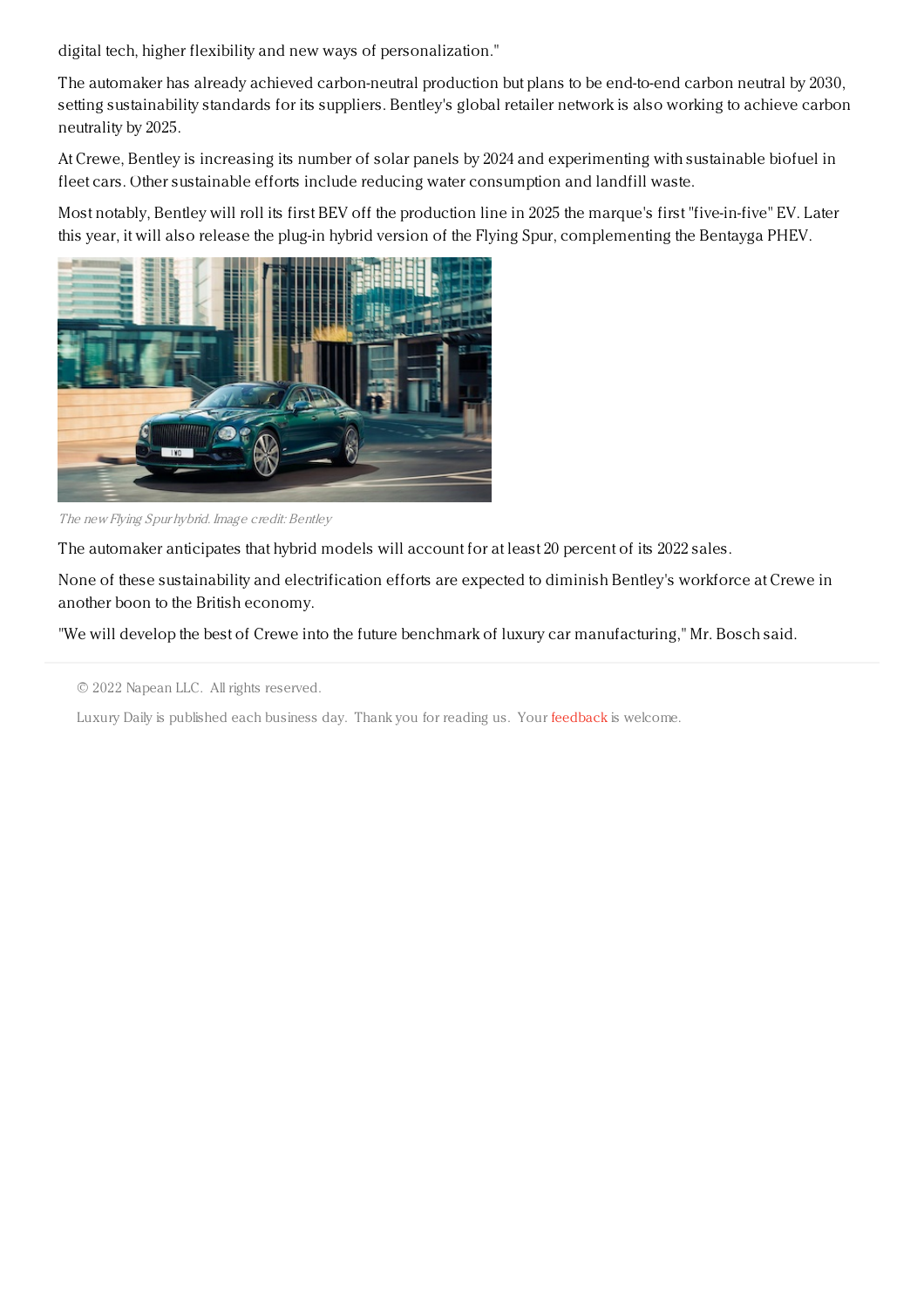digital tech, higher flexibility and new ways of personalization."

The automaker has already achieved carbon-neutral production but plans to be end-to-end carbon neutral by 2030, setting sustainability standards for its suppliers. Bentley's global retailer network is also working to achieve carbon neutrality by 2025.

At Crewe, Bentley is increasing its number of solar panels by 2024 and experimenting with sustainable biofuel in fleet cars. Other sustainable efforts include reducing water consumption and landfill waste.

Most notably, Bentley will roll its first BEV off the production line in 2025 the marque's first "five-in-five" EV. Later this year, it will also release the plug-in hybrid version of the Flying Spur, complementing the Bentayga PHEV.

*The new Flying Spur hybrid. Image credit: Bentley*

The automaker anticipates that hybrid models will account for at least 20 percent of its 2022 sales.

None of these sustainability and electrification efforts are expected to diminish Bentley's workforce at Crewe in another boon to the British economy.

"We will develop the best of Crewe into the future benchmark of luxury car manufacturing," Mr. Bosch said.

© 2022 Napean LLC. All rights reserved.

Luxury Daily is published each business day. Thank you for reading us. Your feedback is welcome.